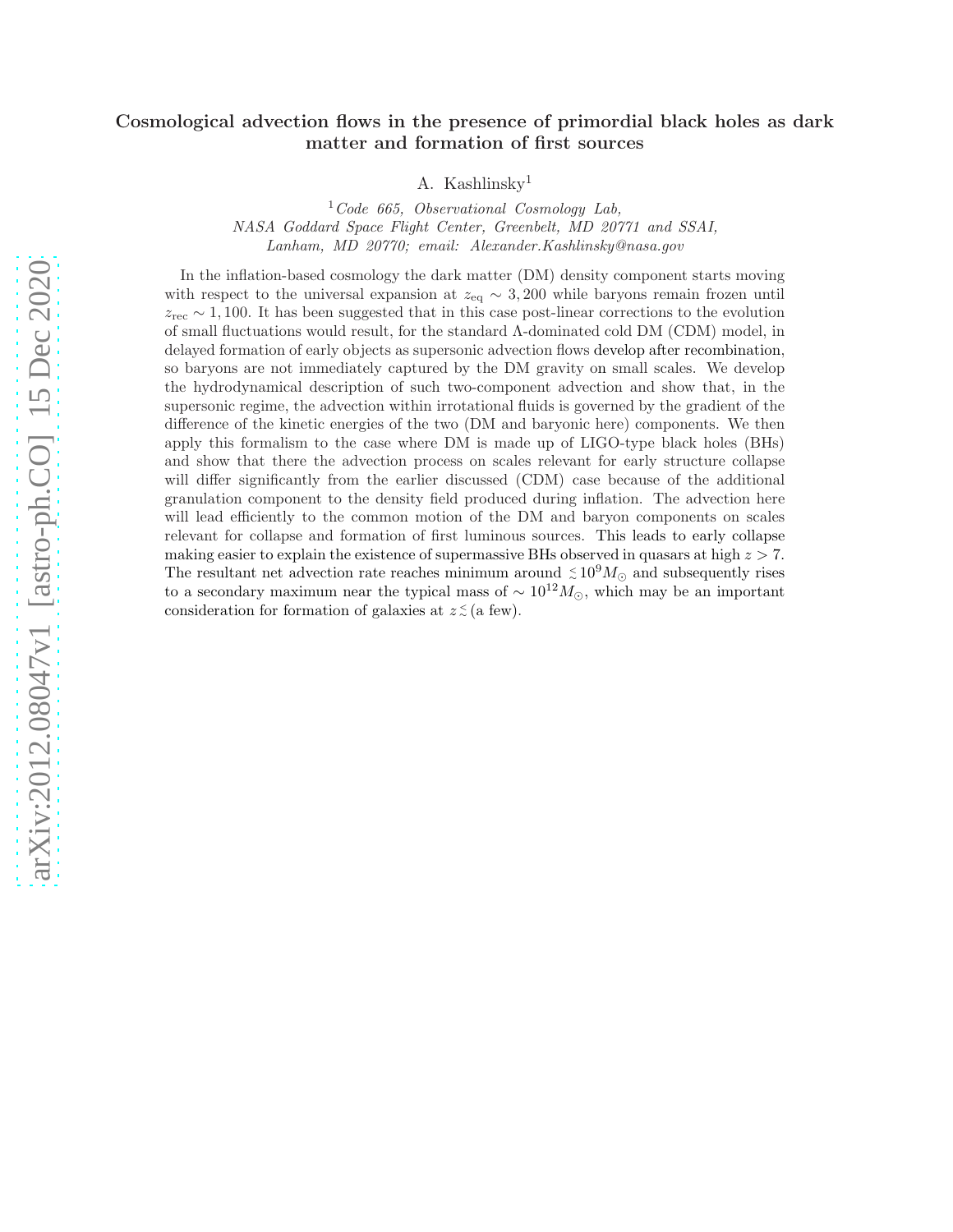# Cosmological advection flows in the presence of primordial black holes as dark matter and formation of first sources

A. Kashlinsky[1]

[1] *Code 665, Observational Cosmology Lab, NASA Goddard Space Flight Center, Greenbelt, MD 20771 and SSAI, Lanham, MD 20770; email: Alexander.Kashlinsky@nasa.gov*

In the inflation-based cosmology the dark matter (DM) density component starts moving with respect to the universal expansion at $z_{\rm eq} \sim 3,200$ while baryons remain frozen until $z_{\rm rec} \sim 1,100$. It has been suggested that in this case post-linear corrections to the evolution of small fluctuations would result, for the standard Λ-dominated cold DM (CDM) model, in delayed formation of early objects as supersonic advection flows develop after recombination, so baryons are not immediately captured by the DM gravity on small scales. We develop the hydrodynamical description of such two-component advection and show that, in the supersonic regime, the advection within irrotational fluids is governed by the gradient of the difference of the kinetic energies of the two (DM and baryonic here) components. We then apply this formalism to the case where DM is made up of LIGO-type black holes (BHs) and show that there the advection process on scales relevant for early structure collapse will differ significantly from the earlier discussed (CDM) case because of the additional granulation component to the density field produced during inflation. The advection here will lead efficiently to the common motion of the DM and baryon components on scales relevant for collapse and formation of first luminous sources. This leads to early collapse making easier to explain the existence of supermassive BHs observed in quasars at high $z > 7$. The resultant net advection rate reaches minimum around $\lesssim 10^9 M_\odot$ and subsequently rises to a secondary maximum near the typical mass of $\sim 10^{12} M_\odot$, which may be an important consideration for formation of galaxies at $z \lesssim$ (a few).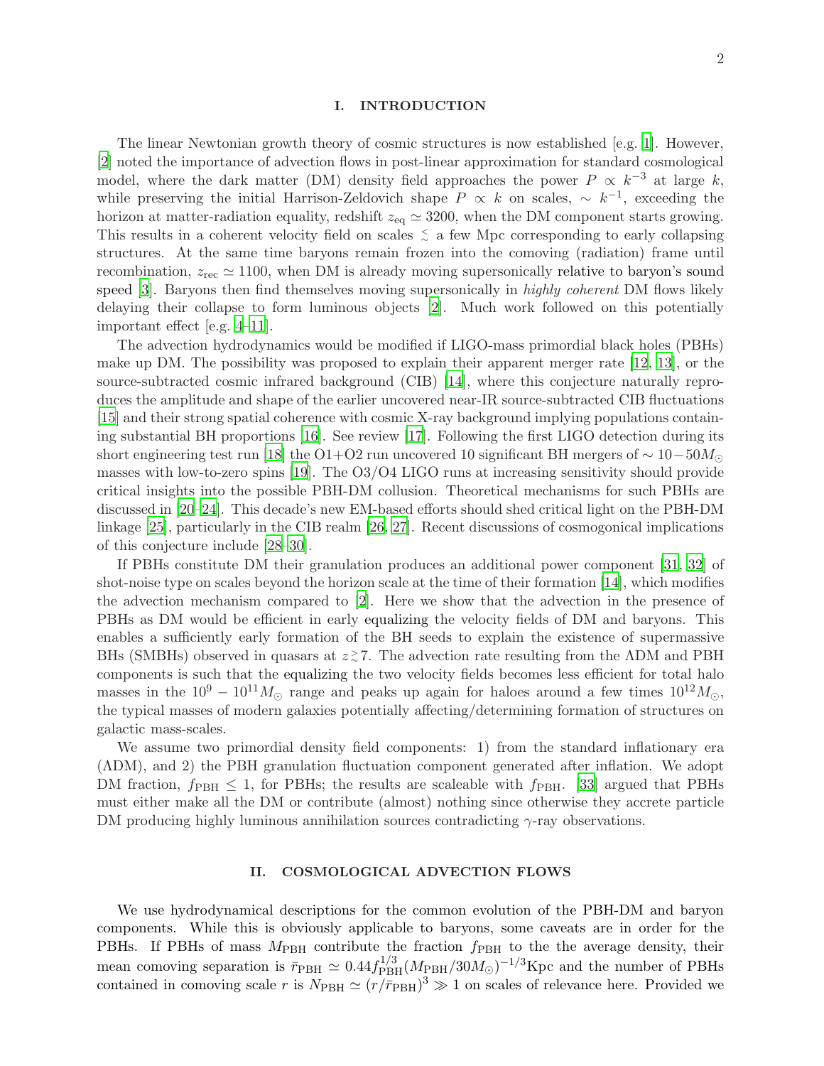## I. INTRODUCTION

The linear Newtonian growth theory of cosmic structures is now established [e.g. [1]]. However, [2] noted the importance of advection flows in post-linear approximation for standard cosmological model, where the dark matter (DM) density field approaches the power $P \propto k^{-3}$ at large $k$, while preserving the initial Harrison-Zeldovich shape $P \propto k$ on scales, $\sim k^{-1}$, exceeding the horizon at matter-radiation equality, redshift $z_{\rm eq} \simeq 3200$, when the DM component starts growing. This results in a coherent velocity field on scales $\lesssim$ a few Mpc corresponding to early collapsing structures. At the same time baryons remain frozen into the comoving (radiation) frame until recombination, $z_{\rm rec} \simeq 1100$, when DM is already moving supersonically relative to baryon's sound speed [3]. Baryons then find themselves moving supersonically in *highly coherent* DM flows likely delaying their collapse to form luminous objects [2]. Much work followed on this potentially important effect [e.g. [4–11]].

The advection hydrodynamics would be modified if LIGO-mass primordial black holes (PBHs) make up DM. The possibility was proposed to explain their apparent merger rate [12, 13], or the source-subtracted cosmic infrared background (CIB) [14], where this conjecture naturally reproduces the amplitude and shape of the earlier uncovered near-IR source-subtracted CIB fluctuations [15] and their strong spatial coherence with cosmic X-ray background implying populations containing substantial BH proportions [16]. See review [17]. Following the first LIGO detection during its short engineering test run [18] the O1+O2 run uncovered 10 significant BH mergers of $\sim 10-50 M_\odot$ masses with low-to-zero spins [19]. The O3/O4 LIGO runs at increasing sensitivity should provide critical insights into the possible PBH-DM collusion. Theoretical mechanisms for such PBHs are discussed in [20–24]. This decade's new EM-based efforts should shed critical light on the PBH-DM linkage [25], particularly in the CIB realm [26, 27]. Recent discussions of cosmogonical implications of this conjecture include [28–30].

If PBHs constitute DM their granulation produces an additional power component [31, 32] of shot-noise type on scales beyond the horizon scale at the time of their formation [14], which modifies the advection mechanism compared to [2]. Here we show that the advection in the presence of PBHs as DM would be efficient in early equalizing the velocity fields of DM and baryons. This enables a sufficiently early formation of the BH seeds to explain the existence of supermassive BHs (SMBHs) observed in quasars at $z \gtrsim 7$. The advection rate resulting from the ΛDM and PBH components is such that the equalizing the two velocity fields becomes less efficient for total halo masses in the $10^9 - 10^{11} M_\odot$ range and peaks up again for haloes around a few times $10^{12} M_\odot$, the typical masses of modern galaxies potentially affecting/determining formation of structures on galactic mass-scales.

We assume two primordial density field components: 1) from the standard inflationary era (ΛDM), and 2) the PBH granulation fluctuation component generated after inflation. We adopt DM fraction, $f_{\rm PBH} \leq 1$, for PBHs; the results are scaleable with $f_{\rm PBH}$. [33] argued that PBHs must either make all the DM or contribute (almost) nothing since otherwise they accrete particle DM producing highly luminous annihilation sources contradicting $\gamma$-ray observations.

## II. COSMOLOGICAL ADVECTION FLOWS

We use hydrodynamical descriptions for the common evolution of the PBH-DM and baryon components. While this is obviously applicable to baryons, some caveats are in order for the PBHs. If PBHs of mass $M_{\rm PBH}$ contribute the fraction $f_{\rm PBH}$ to the the average density, their mean comoving separation is $\bar{r}_{\rm PBH} \simeq 0.44 f_{\rm PBH}^{1/3} (M_{\rm PBH}/30 M_\odot)^{-1/3}$Kpc and the number of PBHs contained in comoving scale $r$ is $N_{\rm PBH} \simeq (r/\bar{r}_{\rm PBH})^3 \gg 1$ on scales of relevance here. Provided we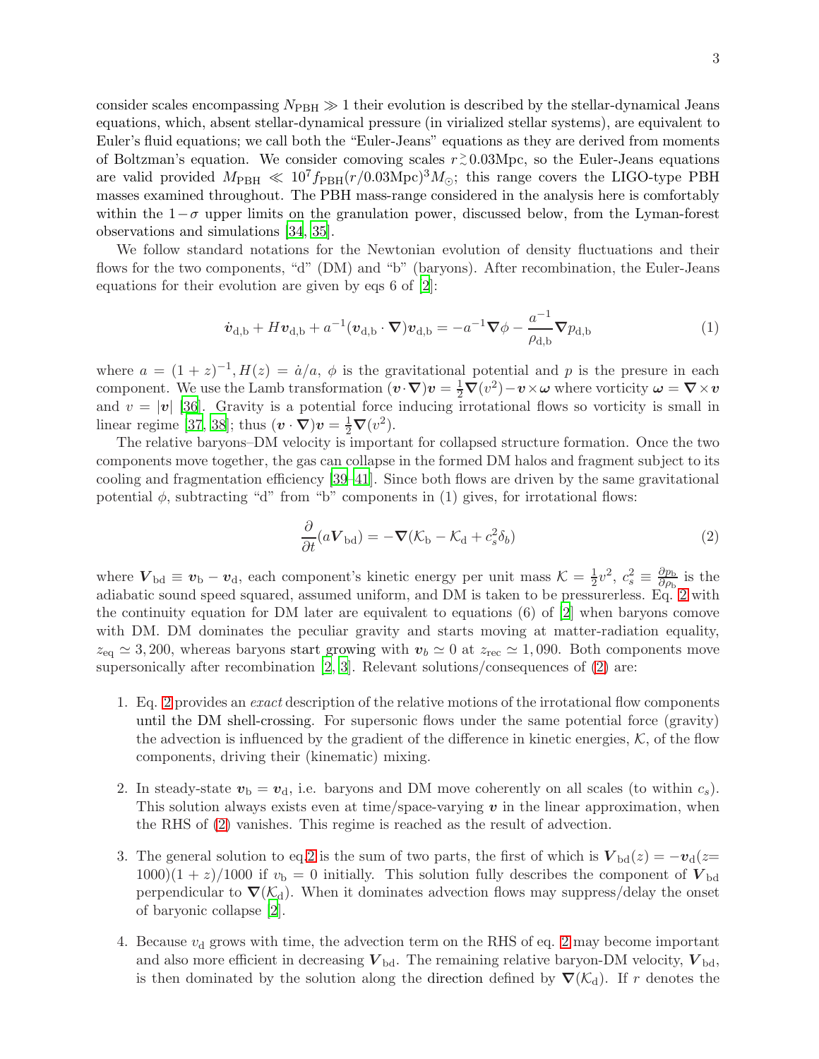consider scales encompassing $N_{\rm PBH} \gg 1$ their evolution is described by the stellar-dynamical Jeans equations, which, absent stellar-dynamical pressure (in virialized stellar systems), are equivalent to Euler's fluid equations; we call both the "Euler-Jeans" equations as they are derived from moments of Boltzman's equation. We consider comoving scales $r \gtrsim 0.03$Mpc, so the Euler-Jeans equations are valid provided $M_{\rm PBH} \ll 10^7 f_{\rm PBH}(r/0.03{\rm Mpc})^3 M_\odot$; this range covers the LIGO-type PBH masses examined throughout. The PBH mass-range considered in the analysis here is comfortably within the $1-\sigma$ upper limits on the granulation power, discussed below, from the Lyman-forest observations and simulations [34, 35].

We follow standard notations for the Newtonian evolution of density fluctuations and their flows for the two components, "d" (DM) and "b" (baryons). After recombination, the Euler-Jeans equations for their evolution are given by eqs 6 of [2]:

$$\dot{\boldsymbol{v}}_{\rm d,b} + H\boldsymbol{v}_{\rm d,b} + a^{-1}(\boldsymbol{v}_{\rm d,b}\cdot\boldsymbol{\nabla})\boldsymbol{v}_{\rm d,b} = -a^{-1}\boldsymbol{\nabla}\phi - \frac{a^{-1}}{\rho_{\rm d,b}}\boldsymbol{\nabla}p_{\rm d,b} \tag{1}$$

where $a = (1+z)^{-1}, H(z) = \dot{a}/a$, $\phi$ is the gravitational potential and $p$ is the presure in each component. We use the Lamb transformation $(\boldsymbol{v}\cdot\boldsymbol{\nabla})\boldsymbol{v} = \frac{1}{2}\boldsymbol{\nabla}(v^2) - \boldsymbol{v}\times\boldsymbol{\omega}$ where vorticity $\boldsymbol{\omega} = \boldsymbol{\nabla}\times\boldsymbol{v}$ and $v = |\boldsymbol{v}|$ [36]. Gravity is a potential force inducing irrotational flows so vorticity is small in linear regime [37, 38]; thus $(\boldsymbol{v}\cdot\boldsymbol{\nabla})\boldsymbol{v} = \frac{1}{2}\boldsymbol{\nabla}(v^2)$.

The relative baryons–DM velocity is important for collapsed structure formation. Once the two components move together, the gas can collapse in the formed DM halos and fragment subject to its cooling and fragmentation efficiency [39–41]. Since both flows are driven by the same gravitational potential $\phi$, subtracting "d" from "b" components in (1) gives, for irrotational flows:

$$\frac{\partial}{\partial t}(a\boldsymbol{V}_{\rm bd}) = -\boldsymbol{\nabla}(\mathcal{K}_{\rm b} - \mathcal{K}_{\rm d} + c_s^2\delta_b) \tag{2}$$

where $\boldsymbol{V}_{\rm bd} \equiv \boldsymbol{v}_{\rm b} - \boldsymbol{v}_{\rm d}$, each component's kinetic energy per unit mass $\mathcal{K} = \frac{1}{2}v^2$, $c_s^2 \equiv \frac{\partial p_{\rm b}}{\partial \rho_{\rm b}}$ is the adiabatic sound speed squared, assumed uniform, and DM is taken to be pressurerless. Eq. 2 with the continuity equation for DM later are equivalent to equations (6) of [2] when baryons comove with DM. DM dominates the peculiar gravity and starts moving at matter-radiation equality, $z_{\rm eq} \simeq 3,200$, whereas baryons start growing with $\boldsymbol{v}_b \simeq 0$ at $z_{\rm rec} \simeq 1,090$. Both components move supersonically after recombination [2, 3]. Relevant solutions/consequences of (2) are:

1. Eq. 2 provides an *exact* description of the relative motions of the irrotational flow components until the DM shell-crossing. For supersonic flows under the same potential force (gravity) the advection is influenced by the gradient of the difference in kinetic energies, $\mathcal{K}$, of the flow components, driving their (kinematic) mixing.

2. In steady-state $\boldsymbol{v}_{\rm b} = \boldsymbol{v}_{\rm d}$, i.e. baryons and DM move coherently on all scales (to within $c_s$). This solution always exists even at time/space-varying $\boldsymbol{v}$ in the linear approximation, when the RHS of (2) vanishes. This regime is reached as the result of advection.

3. The general solution to eq.2 is the sum of two parts, the first of which is $\boldsymbol{V}_{\rm bd}(z) = -\boldsymbol{v}_{\rm d}(z{=}1000)(1+z)/1000$ if $v_{\rm b} = 0$ initially. This solution fully describes the component of $\boldsymbol{V}_{\rm bd}$ perpendicular to $\boldsymbol{\nabla}(\mathcal{K}_{\rm d})$. When it dominates advection flows may suppress/delay the onset of baryonic collapse [2].

4. Because $v_{\rm d}$ grows with time, the advection term on the RHS of eq. 2 may become important and also more efficient in decreasing $\boldsymbol{V}_{\rm bd}$. The remaining relative baryon-DM velocity, $\boldsymbol{V}_{\rm bd}$, is then dominated by the solution along the direction defined by $\boldsymbol{\nabla}(\mathcal{K}_{\rm d})$. If $r$ denotes the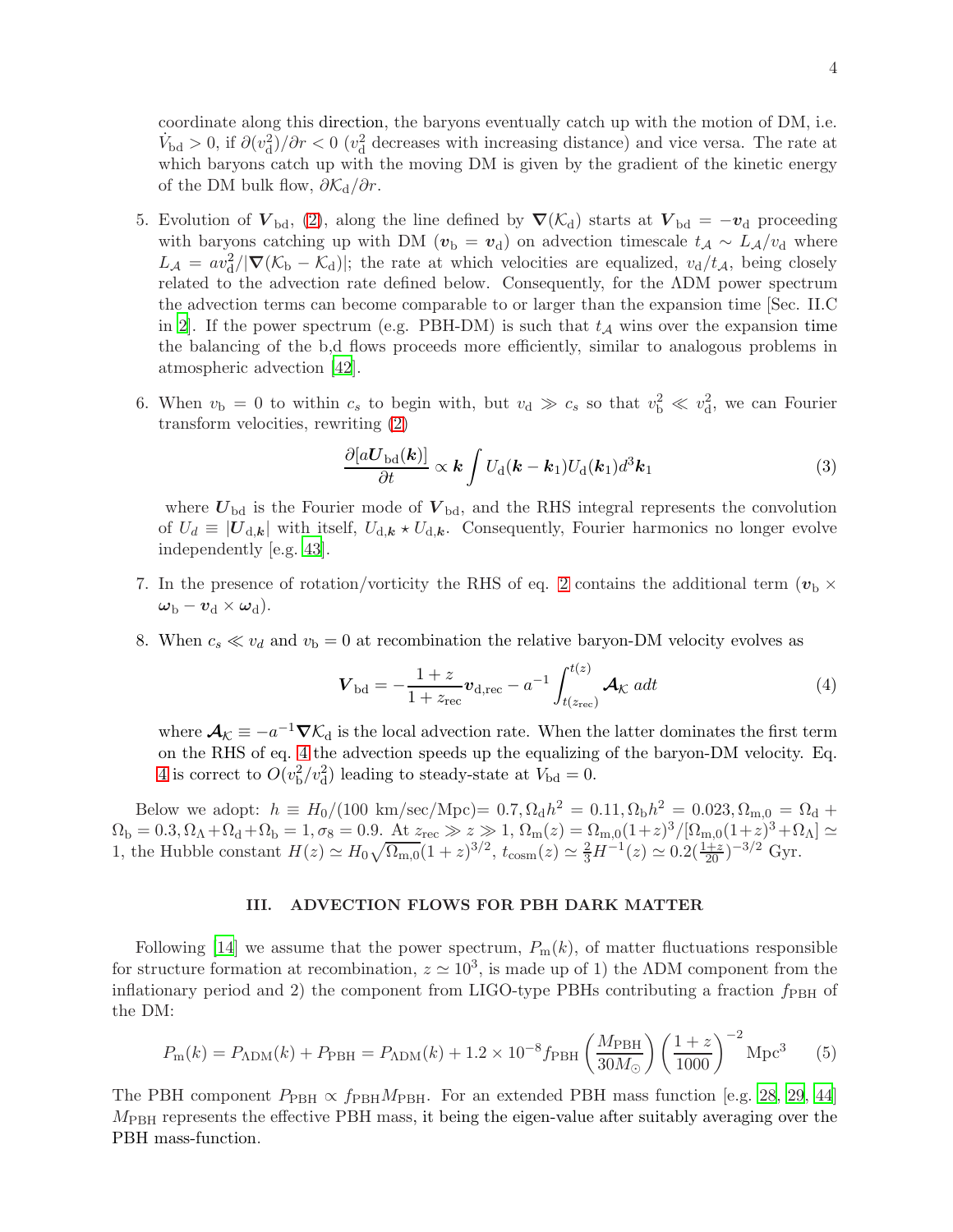coordinate along this direction, the baryons eventually catch up with the motion of DM, i.e. $\dot{V}_{\rm bd} > 0$, if $\partial(v_{\rm d}^2)/\partial r < 0$ ($v_{\rm d}^2$ decreases with increasing distance) and vice versa. The rate at which baryons catch up with the moving DM is given by the gradient of the kinetic energy of the DM bulk flow, $\partial \mathcal{K}_{\rm d}/\partial r$.

5. Evolution of $\boldsymbol{V}_{\rm bd}$, (2), along the line defined by $\boldsymbol{\nabla}(\mathcal{K}_{\rm d})$ starts at $\boldsymbol{V}_{\rm bd} = -\boldsymbol{v}_{\rm d}$ proceeding with baryons catching up with DM ($\boldsymbol{v}_{\rm b} = \boldsymbol{v}_{\rm d}$) on advection timescale $t_{\mathcal{A}} \sim L_{\mathcal{A}}/v_{\rm d}$ where $L_{\mathcal{A}} = av_{\rm d}^2/|\boldsymbol{\nabla}(\mathcal{K}_{\rm b} - \mathcal{K}_{\rm d})|$; the rate at which velocities are equalized, $v_{\rm d}/t_{\mathcal{A}}$, being closely related to the advection rate defined below. Consequently, for the ΛDM power spectrum the advection terms can become comparable to or larger than the expansion time [Sec. II.C in 2]. If the power spectrum (e.g. PBH-DM) is such that $t_{\mathcal{A}}$ wins over the expansion time the balancing of the b,d flows proceeds more efficiently, similar to analogous problems in atmospheric advection [42].

6. When $v_{\rm b} = 0$ to within $c_s$ to begin with, but $v_{\rm d} \gg c_s$ so that $v_{\rm b}^2 \ll v_{\rm d}^2$, we can Fourier transform velocities, rewriting (2)

$$\frac{\partial[a\boldsymbol{U}_{\rm bd}(\boldsymbol{k})]}{\partial t} \propto \boldsymbol{k}\int U_{\rm d}(\boldsymbol{k}-\boldsymbol{k}_1)U_{\rm d}(\boldsymbol{k}_1)d^3\boldsymbol{k}_1 \tag{3}$$

where $\boldsymbol{U}_{\rm bd}$ is the Fourier mode of $\boldsymbol{V}_{\rm bd}$, and the RHS integral represents the convolution of $U_d \equiv |\boldsymbol{U}_{{\rm d},\boldsymbol{k}}|$ with itself, $U_{{\rm d},\boldsymbol{k}} \star U_{{\rm d},\boldsymbol{k}}$. Consequently, Fourier harmonics no longer evolve independently [e.g. 43].

7. In the presence of rotation/vorticity the RHS of eq. 2 contains the additional term ($\boldsymbol{v}_{\rm b} \times \boldsymbol{\omega}_{\rm b} - \boldsymbol{v}_{\rm d} \times \boldsymbol{\omega}_{\rm d}$).

8. When $c_s \ll v_d$ and $v_{\rm b} = 0$ at recombination the relative baryon-DM velocity evolves as

$$\boldsymbol{V}_{\rm bd} = -\frac{1+z}{1+z_{\rm rec}}\boldsymbol{v}_{\rm d,rec} - a^{-1}\int_{t(z_{\rm rec})}^{t(z)} \boldsymbol{\mathcal{A}}_{\mathcal{K}}\, adt \tag{4}$$

where $\boldsymbol{\mathcal{A}}_{\mathcal{K}} \equiv -a^{-1}\boldsymbol{\nabla}\mathcal{K}_{\rm d}$ is the local advection rate. When the latter dominates the first term on the RHS of eq. 4 the advection speeds up the equalizing of the baryon-DM velocity. Eq. 4 is correct to $O(v_{\rm b}^2/v_{\rm d}^2)$ leading to steady-state at $V_{\rm bd} = 0$.

Below we adopt: $h \equiv H_0/(100\ {\rm km/sec/Mpc}) = 0.7, \Omega_{\rm d}h^2 = 0.11, \Omega_{\rm b}h^2 = 0.023, \Omega_{\rm m,0} = \Omega_{\rm d} + \Omega_{\rm b} = 0.3, \Omega_\Lambda + \Omega_{\rm d} + \Omega_{\rm b} = 1, \sigma_8 = 0.9$. At $z_{\rm rec} \gg z \gg 1$, $\Omega_{\rm m}(z) = \Omega_{\rm m,0}(1+z)^3/[\Omega_{\rm m,0}(1+z)^3 + \Omega_\Lambda] \simeq 1$, the Hubble constant $H(z) \simeq H_0\sqrt{\Omega_{\rm m,0}}(1+z)^{3/2}$, $t_{\rm cosm}(z) \simeq \frac{2}{3}H^{-1}(z) \simeq 0.2(\frac{1+z}{20})^{-3/2}$ Gyr.

## III. ADVECTION FLOWS FOR PBH DARK MATTER

Following [14] we assume that the power spectrum, $P_{\rm m}(k)$, of matter fluctuations responsible for structure formation at recombination, $z \simeq 10^3$, is made up of 1) the ΛDM component from the inflationary period and 2) the component from LIGO-type PBHs contributing a fraction $f_{\rm PBH}$ of the DM:

$$P_{\rm m}(k) = P_{\Lambda{\rm DM}}(k) + P_{\rm PBH} = P_{\Lambda{\rm DM}}(k) + 1.2\times 10^{-8} f_{\rm PBH}\left(\frac{M_{\rm PBH}}{30M_\odot}\right)\left(\frac{1+z}{1000}\right)^{-2}{\rm Mpc}^3 \tag{5}$$

The PBH component $P_{\rm PBH} \propto f_{\rm PBH}M_{\rm PBH}$. For an extended PBH mass function [e.g. 28, 29, 44] $M_{\rm PBH}$ represents the effective PBH mass, it being the eigen-value after suitably averaging over the PBH mass-function.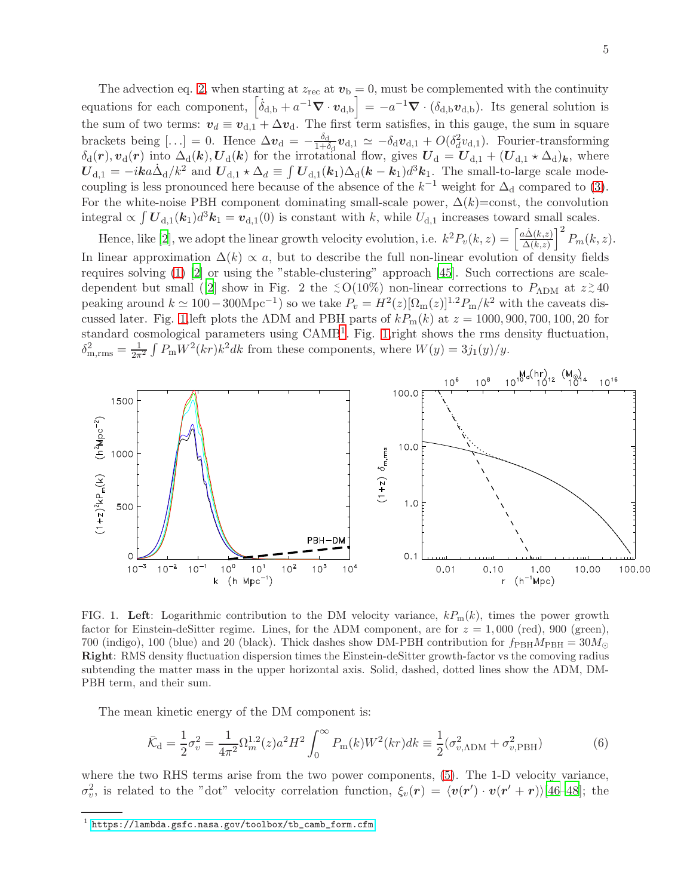The advection eq. 2, when starting at $z_{\rm rec}$ at $\boldsymbol{v}_{\rm b}=0$, must be complemented with the continuity equations for each component, $\left[\dot{\delta}_{\rm d,b} + a^{-1}\boldsymbol{\nabla}\cdot \boldsymbol{v}_{\rm d,b}\right] = -a^{-1}\boldsymbol{\nabla}\cdot(\delta_{\rm d,b}\boldsymbol{v}_{\rm d,b})$. Its general solution is the sum of two terms: $\boldsymbol{v}_d \equiv \boldsymbol{v}_{\rm d,1} + \Delta\boldsymbol{v}_{\rm d}$. The first term satisfies, in this gauge, the sum in square brackets being $[\ldots]=0$. Hence $\Delta\boldsymbol{v}_{\rm d} = -\frac{\delta_{\rm d}}{1+\delta_{\rm d}}\boldsymbol{v}_{\rm d,1} \simeq -\delta_{\rm d}\boldsymbol{v}_{\rm d,1} + O(\delta_d^2 v_{\rm d,1})$. Fourier-transforming $\delta_{\rm d}(\boldsymbol{r}), \boldsymbol{v}_{\rm d}(\boldsymbol{r})$ into $\Delta_{\rm d}(\boldsymbol{k}), \boldsymbol{U}_{\rm d}(\boldsymbol{k})$ for the irrotational flow, gives $\boldsymbol{U}_{\rm d} = \boldsymbol{U}_{\rm d,1} + (\boldsymbol{U}_{\rm d,1}\star\Delta_{\rm d})_{\boldsymbol{k}}$, where $\boldsymbol{U}_{\rm d,1} = -i\boldsymbol{k}a\dot{\Delta}_{\rm d}/k^2$ and $\boldsymbol{U}_{\rm d,1}\star\Delta_d \equiv \int \boldsymbol{U}_{\rm d,1}(\boldsymbol{k}_1)\Delta_{\rm d}(\boldsymbol{k}-\boldsymbol{k}_1)d^3\boldsymbol{k}_1$. The small-to-large scale mode-coupling is less pronounced here because of the absence of the $k^{-1}$ weight for $\Delta_{\rm d}$ compared to (3). For the white-noise PBH component dominating small-scale power, $\Delta(k)$=const, the convolution integral $\propto \int \boldsymbol{U}_{\rm d,1}(\boldsymbol{k}_1)d^3\boldsymbol{k}_1 = \boldsymbol{v}_{\rm d,1}(0)$ is constant with $k$, while $U_{\rm d,1}$ increases toward small scales.

Hence, like [2], we adopt the linear growth velocity evolution, i.e. $k^2P_v(k,z) = \left[\frac{a\dot{\Delta}(k,z)}{\Delta(k,z)}\right]^2 P_m(k,z)$. In linear approximation $\Delta(k)\propto a$, but to describe the full non-linear evolution of density fields requires solving (1) [2] or using the "stable-clustering" approach [45]. Such corrections are scale-dependent but small ([2] show in Fig. 2 the $\lesssim$O(10%) non-linear corrections to $P_{\Lambda{\rm DM}}$ at $z\gtrsim40$ peaking around $k\simeq 100-300{\rm Mpc}^{-1}$) so we take $P_v = H^2(z)[\Omega_{\rm m}(z)]^{1.2}P_{\rm m}/k^2$ with the caveats discussed later. Fig. 1,left plots the ΛDM and PBH parts of $kP_{\rm m}(k)$ at $z=1000, 900, 700, 100, 20$ for standard cosmological parameters using CAMB[1]. Fig. 1,right shows the rms density fluctuation, $\delta^2_{\rm m,rms} = \frac{1}{2\pi^2}\int P_{\rm m}W^2(kr)k^2dk$ from these components, where $W(y)=3j_1(y)/y$.

FIG. 1. **Left**: Logarithmic contribution to the DM velocity variance, $kP_{\rm m}(k)$, times the power growth factor for Einstein-deSitter regime. Lines, for the ΛDM component, are for $z=1,000$ (red), 900 (green), 700 (indigo), 100 (blue) and 20 (black). Thick dashes show DM-PBH contribution for $f_{\rm PBH}M_{\rm PBH}=30M_\odot$ **Right**: RMS density fluctuation dispersion times the Einstein-deSitter growth-factor vs the comoving radius subtending the matter mass in the upper horizontal axis. Solid, dashed, dotted lines show the ΛDM, DM-PBH term, and their sum.

The mean kinetic energy of the DM component is:

$$\bar{\mathcal{K}}_{\rm d} = \frac{1}{2}\sigma_v^2 = \frac{1}{4\pi^2}\Omega_m^{1.2}(z)a^2H^2\int_0^\infty P_{\rm m}(k)W^2(kr)dk \equiv \frac{1}{2}(\sigma^2_{v,\Lambda{\rm DM}} + \sigma^2_{v,{\rm PBH}}) \tag{6}$$

where the two RHS terms arise from the two power components, (5). The 1-D velocity variance, $\sigma_v^2$, is related to the "dot" velocity correlation function, $\xi_v(\boldsymbol{r}) = \langle \boldsymbol{v}(\boldsymbol{r}')\cdot\boldsymbol{v}(\boldsymbol{r}'+\boldsymbol{r})\rangle$[46–48]; the

[1] https://lambda.gsfc.nasa.gov/toolbox/tb_camb_form.cfm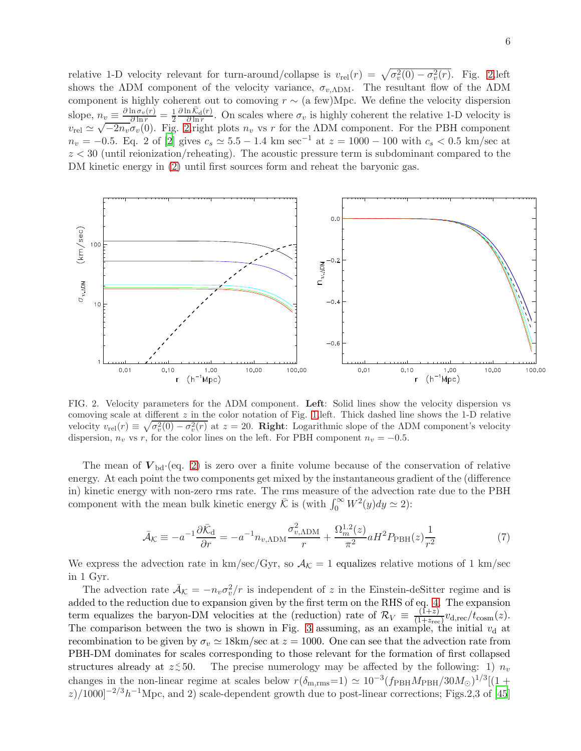relative 1-D velocity relevant for turn-around/collapse is $v_{\rm rel}(r) = \sqrt{\sigma_v^2(0) - \sigma_v^2(r)}$. Fig. 2.left shows the ΛDM component of the velocity variance, $\sigma_{v,\Lambda\rm DM}$. The resultant flow of the ΛDM component is highly coherent out to comoving $r \sim$ (a few)Mpc. We define the velocity dispersion slope, $n_v \equiv \frac{\partial \ln \sigma_v(r)}{\partial \ln r} = \frac{1}{2}\frac{\partial \ln \bar{\mathcal{K}}_{\rm d}(r)}{\partial \ln r}$. On scales where $\sigma_v$ is highly coherent the relative 1-D velocity is $v_{\rm rel} \simeq \sqrt{-2n_v}\sigma_v(0)$. Fig. 2.right plots $n_v$ vs $r$ for the ΛDM component. For the PBH component $n_v = -0.5$. Eq. 2 of [2] gives $c_s \simeq 5.5 - 1.4$ km sec$^{-1}$ at $z = 1000 - 100$ with $c_s < 0.5$ km/sec at $z < 30$ (until reionization/reheating). The acoustic pressure term is subdominant compared to the DM kinetic energy in (2) until first sources form and reheat the baryonic gas.

FIG. 2. Velocity parameters for the ΛDM component. **Left**: Solid lines show the velocity dispersion vs comoving scale at different $z$ in the color notation of Fig. 1.left. Thick dashed line shows the 1-D relative velocity $v_{\rm rel}(r) \equiv \sqrt{\sigma_v^2(0) - \sigma_v^2(r)}$ at $z = 20$. **Right**: Logarithmic slope of the ΛDM component's velocity dispersion, $n_v$ vs $r$, for the color lines on the left. For PBH component $n_v = -0.5$.

The mean of $\boldsymbol{V}_{\rm bd}\cdot$(eq. 2) is zero over a finite volume because of the conservation of relative energy. At each point the two components get mixed by the instantaneous gradient of the (difference in) kinetic energy with non-zero rms rate. The rms measure of the advection rate due to the PBH component with the mean bulk kinetic energy $\bar{\mathcal{K}}$ is (with $\int_0^\infty W^2(y)dy \simeq 2$):

$$\bar{\mathcal{A}}_{\mathcal{K}} \equiv -a^{-1}\frac{\partial \bar{\mathcal{K}}_{\rm d}}{\partial r} = -a^{-1} n_{v,\Lambda\rm DM}\frac{\sigma^2_{v,\Lambda\rm DM}}{r} + \frac{\Omega_m^{1.2}(z)}{\pi^2} a H^2 P_{\rm PBH}(z)\frac{1}{r^2} \tag{7}$$

We express the advection rate in km/sec/Gyr, so $\mathcal{A}_{\mathcal{K}} = 1$ equalizes relative motions of 1 km/sec in 1 Gyr.

The advection rate $\bar{\mathcal{A}}_{\mathcal{K}} = -n_v\sigma_v^2/r$ is independent of $z$ in the Einstein-deSitter regime and is added to the reduction due to expansion given by the first term on the RHS of eq. 4. The expansion term equalizes the baryon-DM velocities at the (reduction) rate of $\mathcal{R}_V \equiv \frac{(1+z)}{(1+z_{\rm rec})} v_{\rm d,rec}/t_{\rm cosm}(z)$. The comparison between the two is shown in Fig. 3 assuming, as an example, the initial $v_{\rm d}$ at recombination to be given by $\sigma_v \simeq 18$km/sec at $z = 1000$. One can see that the advection rate from PBH-DM dominates for scales corresponding to those relevant for the formation of first collapsed structures already at $z \lesssim 50$. The precise numerology may be affected by the following: 1) $n_v$ changes in the non-linear regime at scales below $r(\delta_{\rm m,rms}{=}1) \simeq 10^{-3}(f_{\rm PBH}M_{\rm PBH}/30M_\odot)^{1/3}[(1+z)/1000]^{-2/3}h^{-1}$Mpc, and 2) scale-dependent growth due to post-linear corrections; Figs.2,3 of [45]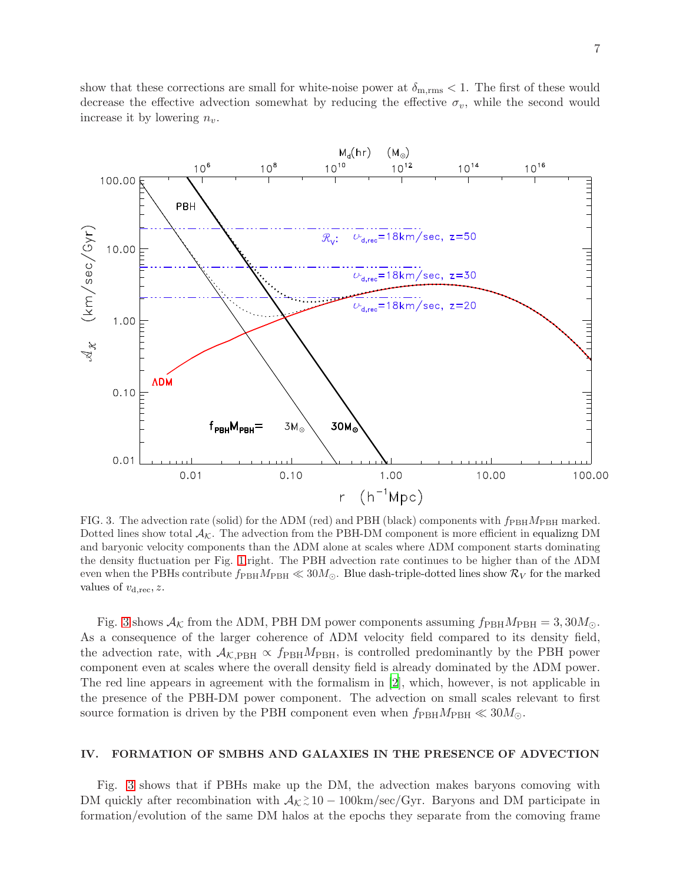show that these corrections are small for white-noise power at $\delta_{\rm m,rms} < 1$. The first of these would decrease the effective advection somewhat by reducing the effective $\sigma_v$, while the second would increase it by lowering $n_v$.

FIG. 3. The advection rate (solid) for the ΛDM (red) and PBH (black) components with $f_{\rm PBH}M_{\rm PBH}$ marked. Dotted lines show total $\mathcal{A}_{\mathcal{K}}$. The advection from the PBH-DM component is more efficient in equalizng DM and baryonic velocity components than the ΛDM alone at scales where ΛDM component starts dominating the density fluctuation per Fig. 1 right. The PBH advection rate continues to be higher than of the ΛDM even when the PBHs contribute $f_{\rm PBH}M_{\rm PBH} \ll 30M_\odot$. Blue dash-triple-dotted lines show $\mathcal{R}_V$ for the marked values of $v_{\rm d,rec}, z$.

Fig. 3 shows $\mathcal{A}_{\mathcal{K}}$ from the ΛDM, PBH DM power components assuming $f_{\rm PBH}M_{\rm PBH} = 3, 30M_\odot$. As a consequence of the larger coherence of ΛDM velocity field compared to its density field, the advection rate, with $\mathcal{A}_{\mathcal{K},\rm PBH} \propto f_{\rm PBH}M_{\rm PBH}$, is controlled predominantly by the PBH power component even at scales where the overall density field is already dominated by the ΛDM power. The red line appears in agreement with the formalism in [2], which, however, is not applicable in the presence of the PBH-DM power component. The advection on small scales relevant to first source formation is driven by the PBH component even when $f_{\rm PBH}M_{\rm PBH} \ll 30M_\odot$.

## IV. FORMATION OF SMBHS AND GALAXIES IN THE PRESENCE OF ADVECTION

Fig. 3 shows that if PBHs make up the DM, the advection makes baryons comoving with DM quickly after recombination with $\mathcal{A}_{\mathcal{K}} \gtrsim 10-100$km/sec/Gyr. Baryons and DM participate in formation/evolution of the same DM halos at the epochs they separate from the comoving frame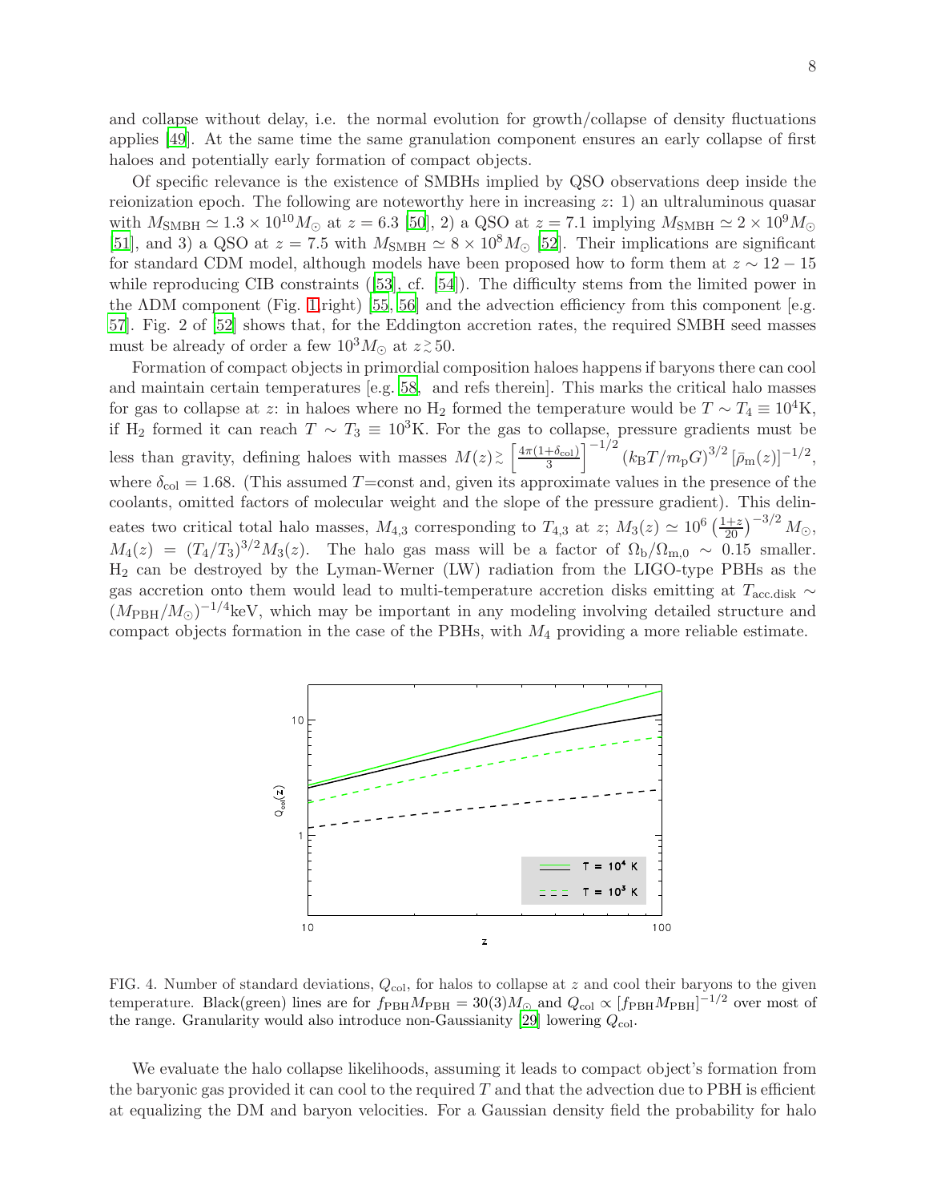and collapse without delay, i.e. the normal evolution for growth/collapse of density fluctuations applies [49]. At the same time the same granulation component ensures an early collapse of first haloes and potentially early formation of compact objects.

Of specific relevance is the existence of SMBHs implied by QSO observations deep inside the reionization epoch. The following are noteworthy here in increasing $z$: 1) an ultraluminous quasar with $M_{\rm SMBH} \simeq 1.3\times10^{10}M_\odot$ at $z = 6.3$ [50], 2) a QSO at $z = 7.1$ implying $M_{\rm SMBH} \simeq 2\times10^{9}M_\odot$ [51], and 3) a QSO at $z = 7.5$ with $M_{\rm SMBH} \simeq 8\times10^{8}M_\odot$ [52]. Their implications are significant for standard CDM model, although models have been proposed how to form them at $z \sim 12-15$ while reproducing CIB constraints ([53], cf. [54]). The difficulty stems from the limited power in the ΛDM component (Fig. 1 right) [55, 56] and the advection efficiency from this component [e.g. 57]. Fig. 2 of [52] shows that, for the Eddington accretion rates, the required SMBH seed masses must be already of order a few $10^3M_\odot$ at $z \gtrsim 50$.

Formation of compact objects in primordial composition haloes happens if baryons there can cool and maintain certain temperatures [e.g. 58, and refs therein]. This marks the critical halo masses for gas to collapse at $z$: in haloes where no $H_2$ formed the temperature would be $T \sim T_4 \equiv 10^4$K, if $H_2$ formed it can reach $T \sim T_3 \equiv 10^3$K. For the gas to collapse, pressure gradients must be less than gravity, defining haloes with masses $M(z) \gtrsim \left[\frac{4\pi(1+\delta_{\rm col})}{3}\right]^{-1/2} (k_{\rm B}T/m_{\rm p}G)^{3/2} \left[\bar{\rho}_{\rm m}(z)\right]^{-1/2}$, where $\delta_{\rm col} = 1.68$. (This assumed $T$=const and, given its approximate values in the presence of the coolants, omitted factors of molecular weight and the slope of the pressure gradient). This delineates two critical total halo masses, $M_{4,3}$ corresponding to $T_{4,3}$ at $z$; $M_3(z) \simeq 10^6 \left(\frac{1+z}{20}\right)^{-3/2} M_\odot$, $M_4(z) = (T_4/T_3)^{3/2} M_3(z)$. The halo gas mass will be a factor of $\Omega_{\rm b}/\Omega_{\rm m,0} \sim 0.15$ smaller. $H_2$ can be destroyed by the Lyman-Werner (LW) radiation from the LIGO-type PBHs as the gas accretion onto them would lead to multi-temperature accretion disks emitting at $T_{\rm acc.disk} \sim (M_{\rm PBH}/M_\odot)^{-1/4}$keV, which may be important in any modeling involving detailed structure and compact objects formation in the case of the PBHs, with $M_4$ providing a more reliable estimate.

FIG. 4. Number of standard deviations, $Q_{\rm col}$, for halos to collapse at $z$ and cool their baryons to the given temperature. Black(green) lines are for $f_{\rm PBH}M_{\rm PBH} = 30(3)M_\odot$ and $Q_{\rm col} \propto [f_{\rm PBH}M_{\rm PBH}]^{-1/2}$ over most of the range. Granularity would also introduce non-Gaussianity [29] lowering $Q_{\rm col}$.

We evaluate the halo collapse likelihoods, assuming it leads to compact object's formation from the baryonic gas provided it can cool to the required $T$ and that the advection due to PBH is efficient at equalizing the DM and baryon velocities. For a Gaussian density field the probability for halo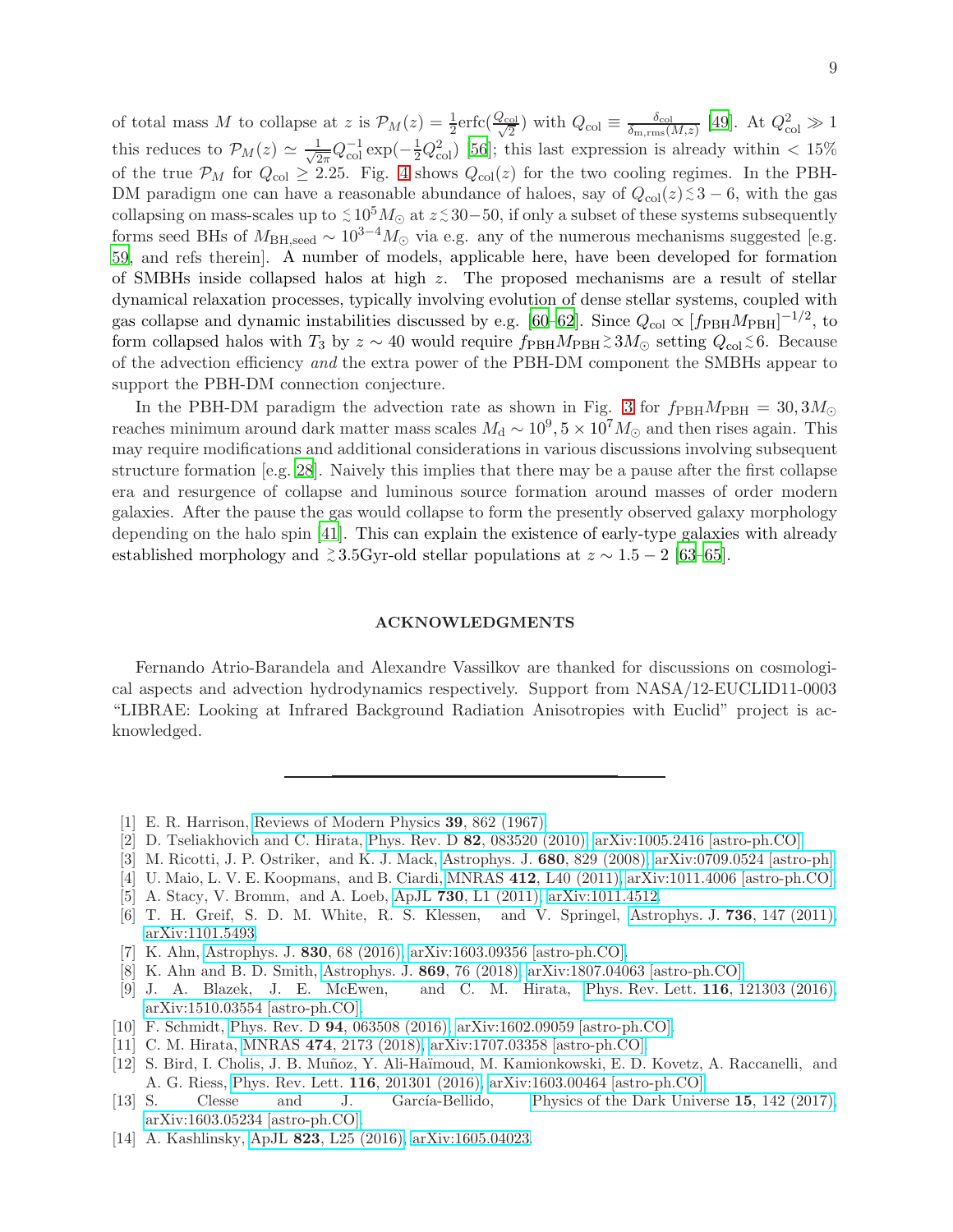of total mass $M$ to collapse at $z$ is $\mathcal{P}_M(z) = \frac{1}{2}\mathrm{erfc}(\frac{Q_{\rm col}}{\sqrt{2}})$ with $Q_{\rm col} \equiv \frac{\delta_{\rm col}}{\delta_{\rm m,rms}(M,z)}$ [49]. At $Q_{\rm col}^2 \gg 1$ this reduces to $\mathcal{P}_M(z) \simeq \frac{1}{\sqrt{2\pi}} Q_{\rm col}^{-1} \exp(-\frac{1}{2}Q_{\rm col}^2)$ [56]; this last expression is already within $< 15\%$ of the true $\mathcal{P}_M$ for $Q_{\rm col} \geq 2.25$. Fig. 4 shows $Q_{\rm col}(z)$ for the two cooling regimes. In the PBH-DM paradigm one can have a reasonable abundance of haloes, say of $Q_{\rm col}(z) \lesssim 3-6$, with the gas collapsing on mass-scales up to $\lesssim 10^5 M_\odot$ at $z \lesssim 30-50$, if only a subset of these systems subsequently forms seed BHs of $M_{\rm BH,seed} \sim 10^{3-4} M_\odot$ via e.g. any of the numerous mechanisms suggested [e.g. 59, and refs therein]. A number of models, applicable here, have been developed for formation of SMBHs inside collapsed halos at high $z$. The proposed mechanisms are a result of stellar dynamical relaxation processes, typically involving evolution of dense stellar systems, coupled with gas collapse and dynamic instabilities discussed by e.g. [60–62]. Since $Q_{\rm col} \propto [f_{\rm PBH} M_{\rm PBH}]^{-1/2}$, to form collapsed halos with $T_3$ by $z \sim 40$ would require $f_{\rm PBH} M_{\rm PBH} \gtrsim 3 M_\odot$ setting $Q_{\rm col} \lesssim 6$. Because of the advection efficiency *and* the extra power of the PBH-DM component the SMBHs appear to support the PBH-DM connection conjecture.

In the PBH-DM paradigm the advection rate as shown in Fig. 3 for $f_{\rm PBH} M_{\rm PBH} = 30, 3 M_\odot$ reaches minimum around dark matter mass scales $M_{\rm d} \sim 10^9, 5\times 10^7 M_\odot$ and then rises again. This may require modifications and additional considerations in various discussions involving subsequent structure formation [e.g. 28]. Naively this implies that there may be a pause after the first collapse era and resurgence of collapse and luminous source formation around masses of order modern galaxies. After the pause the gas would collapse to form the presently observed galaxy morphology depending on the halo spin [41]. This can explain the existence of early-type galaxies with already established morphology and $\gtrsim 3.5$Gyr-old stellar populations at $z \sim 1.5 - 2$ [63–65].

## ACKNOWLEDGMENTS

Fernando Atrio-Barandela and Alexandre Vassilkov are thanked for discussions on cosmological aspects and advection hydrodynamics respectively. Support from NASA/12-EUCLID11-0003 "LIBRAE: Looking at Infrared Background Radiation Anisotropies with Euclid" project is acknowledged.

---

[1] E. R. Harrison, Reviews of Modern Physics **39**, 862 (1967).
[2] D. Tseliakhovich and C. Hirata, Phys. Rev. D **82**, 083520 (2010), arXiv:1005.2416 [astro-ph.CO].
[3] M. Ricotti, J. P. Ostriker, and K. J. Mack, Astrophys. J. **680**, 829 (2008), arXiv:0709.0524 [astro-ph].
[4] U. Maio, L. V. E. Koopmans, and B. Ciardi, MNRAS **412**, L40 (2011), arXiv:1011.4006 [astro-ph.CO].
[5] A. Stacy, V. Bromm, and A. Loeb, ApJL **730**, L1 (2011), arXiv:1011.4512.
[6] T. H. Greif, S. D. M. White, R. S. Klessen, and V. Springel, Astrophys. J. **736**, 147 (2011), arXiv:1101.5493.
[7] K. Ahn, Astrophys. J. **830**, 68 (2016), arXiv:1603.09356 [astro-ph.CO].
[8] K. Ahn and B. D. Smith, Astrophys. J. **869**, 76 (2018), arXiv:1807.04063 [astro-ph.CO].
[9] J. A. Blazek, J. E. McEwen, and C. M. Hirata, Phys. Rev. Lett. **116**, 121303 (2016), arXiv:1510.03554 [astro-ph.CO].
[10] F. Schmidt, Phys. Rev. D **94**, 063508 (2016), arXiv:1602.09059 [astro-ph.CO].
[11] C. M. Hirata, MNRAS **474**, 2173 (2018), arXiv:1707.03358 [astro-ph.CO].
[12] S. Bird, I. Cholis, J. B. Muñoz, Y. Ali-Haïmoud, M. Kamionkowski, E. D. Kovetz, A. Raccanelli, and A. G. Riess, Phys. Rev. Lett. **116**, 201301 (2016), arXiv:1603.00464 [astro-ph.CO].
[13] S. Clesse and J. García-Bellido, Physics of the Dark Universe **15**, 142 (2017), arXiv:1603.05234 [astro-ph.CO].
[14] A. Kashlinsky, ApJL **823**, L25 (2016), arXiv:1605.04023.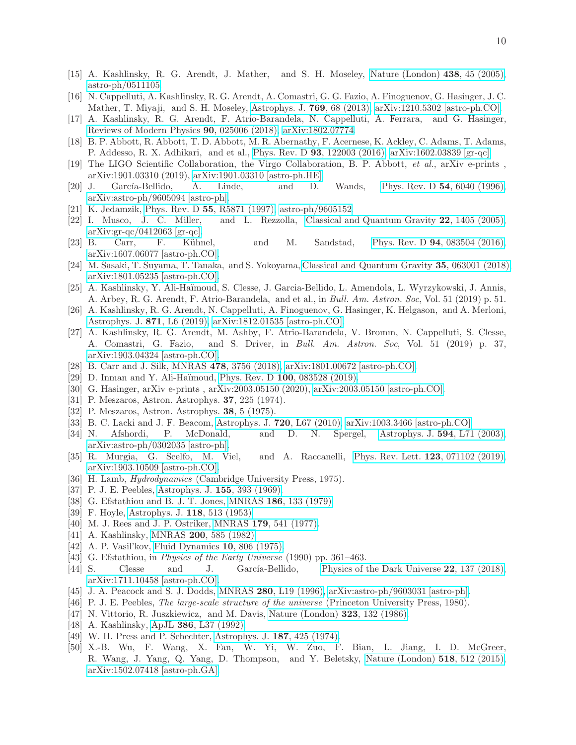[15] A. Kashlinsky, R. G. Arendt, J. Mather, and S. H. Moseley, Nature (London) **438**, 45 (2005), astro-ph/0511105.

[16] N. Cappelluti, A. Kashlinsky, R. G. Arendt, A. Comastri, G. G. Fazio, A. Finoguenov, G. Hasinger, J. C. Mather, T. Miyaji, and S. H. Moseley, Astrophys. J. **769**, 68 (2013), arXiv:1210.5302 [astro-ph.CO].

[17] A. Kashlinsky, R. G. Arendt, F. Atrio-Barandela, N. Cappelluti, A. Ferrara, and G. Hasinger, Reviews of Modern Physics **90**, 025006 (2018), arXiv:1802.07774.

[18] B. P. Abbott, R. Abbott, T. D. Abbott, M. R. Abernathy, F. Acernese, K. Ackley, C. Adams, T. Adams, P. Addesso, R. X. Adhikari, and et al., Phys. Rev. D **93**, 122003 (2016), arXiv:1602.03839 [gr-qc].

[19] The LIGO Scientific Collaboration, the Virgo Collaboration, B. P. Abbott, *et al.*, arXiv e-prints , arXiv:1901.03310 (2019), arXiv:1901.03310 [astro-ph.HE].

[20] J. García-Bellido, A. Linde, and D. Wands, Phys. Rev. D **54**, 6040 (1996), arXiv:astro-ph/9605094 [astro-ph].

[21] K. Jedamzik, Phys. Rev. D **55**, R5871 (1997), astro-ph/9605152.

[22] I. Musco, J. C. Miller, and L. Rezzolla, Classical and Quantum Gravity **22**, 1405 (2005), arXiv:gr-qc/0412063 [gr-qc].

[23] B. Carr, F. Kühnel, and M. Sandstad, Phys. Rev. D **94**, 083504 (2016), arXiv:1607.06077 [astro-ph.CO].

[24] M. Sasaki, T. Suyama, T. Tanaka, and S. Yokoyama, Classical and Quantum Gravity **35**, 063001 (2018), arXiv:1801.05235 [astro-ph.CO].

[25] A. Kashlinsky, Y. Ali-Haïmoud, S. Clesse, J. Garcia-Bellido, L. Amendola, L. Wyrzykowski, J. Annis, A. Arbey, R. G. Arendt, F. Atrio-Barandela, and et al., in *Bull. Am. Astron. Soc*, Vol. 51 (2019) p. 51.

[26] A. Kashlinsky, R. G. Arendt, N. Cappelluti, A. Finoguenov, G. Hasinger, K. Helgason, and A. Merloni, Astrophys. J. **871**, L6 (2019), arXiv:1812.01535 [astro-ph.CO].

[27] A. Kashlinsky, R. G. Arendt, M. Ashby, F. Atrio-Barandela, V. Bromm, N. Cappelluti, S. Clesse, A. Comastri, G. Fazio, and S. Driver, in *Bull. Am. Astron. Soc*, Vol. 51 (2019) p. 37, arXiv:1903.04324 [astro-ph.CO].

[28] B. Carr and J. Silk, MNRAS **478**, 3756 (2018), arXiv:1801.00672 [astro-ph.CO].

[29] D. Inman and Y. Ali-Haïmoud, Phys. Rev. D **100**, 083528 (2019).

[30] G. Hasinger, arXiv e-prints , arXiv:2003.05150 (2020), arXiv:2003.05150 [astro-ph.CO].

[31] P. Meszaros, Astron. Astrophys. **37**, 225 (1974).

[32] P. Meszaros, Astron. Astrophys. **38**, 5 (1975).

[33] B. C. Lacki and J. F. Beacom, Astrophys. J. **720**, L67 (2010), arXiv:1003.3466 [astro-ph.CO].

[34] N. Afshordi, P. McDonald, and D. N. Spergel, Astrophys. J. **594**, L71 (2003), arXiv:astro-ph/0302035 [astro-ph].

[35] R. Murgia, G. Scelfo, M. Viel, and A. Raccanelli, Phys. Rev. Lett. **123**, 071102 (2019), arXiv:1903.10509 [astro-ph.CO].

[36] H. Lamb, *Hydrodynamics* (Cambridge University Press, 1975).

[37] P. J. E. Peebles, Astrophys. J. **155**, 393 (1969).

[38] G. Efstathiou and B. J. T. Jones, MNRAS **186**, 133 (1979).

[39] F. Hoyle, Astrophys. J. **118**, 513 (1953).

[40] M. J. Rees and J. P. Ostriker, MNRAS **179**, 541 (1977).

[41] A. Kashlinsky, MNRAS **200**, 585 (1982).

[42] A. P. Vasil'kov, Fluid Dynamics **10**, 806 (1975).

[43] G. Efstathiou, in *Physics of the Early Universe* (1990) pp. 361–463.

[44] S. Clesse and J. García-Bellido, Physics of the Dark Universe **22**, 137 (2018), arXiv:1711.10458 [astro-ph.CO].

[45] J. A. Peacock and S. J. Dodds, MNRAS **280**, L19 (1996), arXiv:astro-ph/9603031 [astro-ph].

[46] P. J. E. Peebles, *The large-scale structure of the universe* (Princeton University Press, 1980).

[47] N. Vittorio, R. Juszkiewicz, and M. Davis, Nature (London) **323**, 132 (1986).

[48] A. Kashlinsky, ApJL **386**, L37 (1992).

[49] W. H. Press and P. Schechter, Astrophys. J. **187**, 425 (1974).

[50] X.-B. Wu, F. Wang, X. Fan, W. Yi, W. Zuo, F. Bian, L. Jiang, I. D. McGreer, R. Wang, J. Yang, Q. Yang, D. Thompson, and Y. Beletsky, Nature (London) **518**, 512 (2015), arXiv:1502.07418 [astro-ph.GA].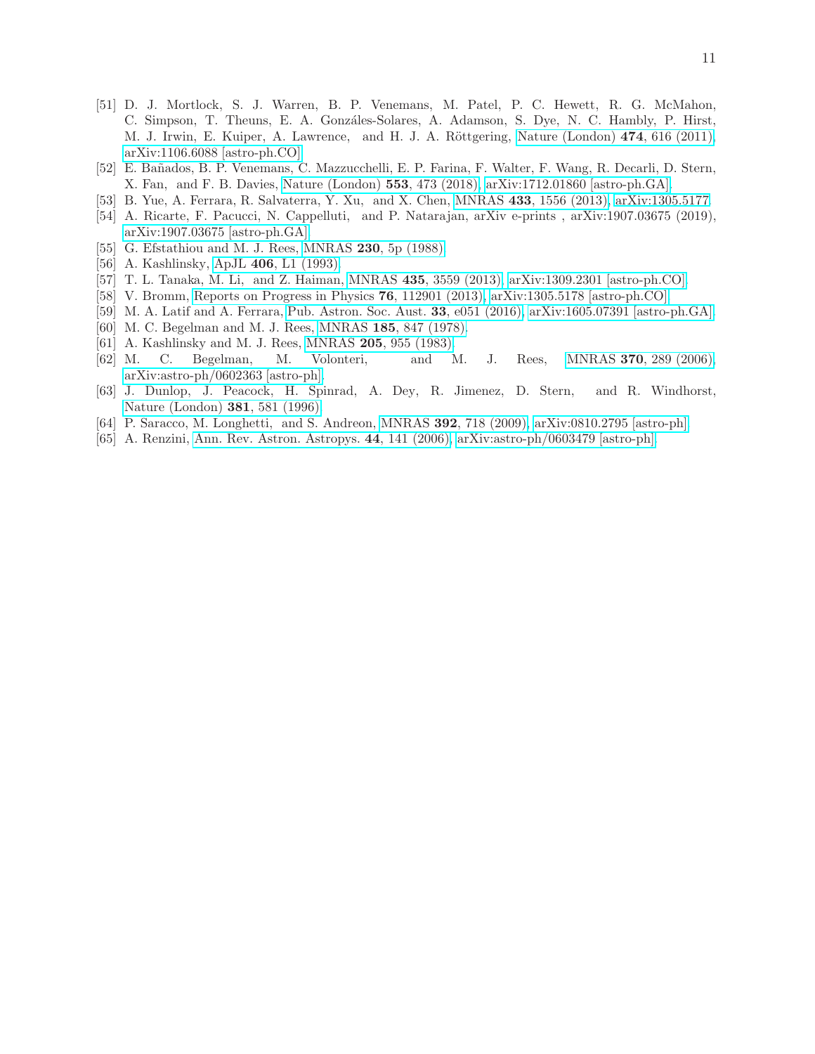- [51] D. J. Mortlock, S. J. Warren, B. P. Venemans, M. Patel, P. C. Hewett, R. G. McMahon, C. Simpson, T. Theuns, E. A. Gonzáles-Solares, A. Adamson, S. Dye, N. C. Hambly, P. Hirst, M. J. Irwin, E. Kuiper, A. Lawrence, and H. J. A. Röttgering, Nature (London) **474**, 616 (2011), arXiv:1106.6088 [astro-ph.CO].
- [52] E. Bañados, B. P. Venemans, C. Mazzucchelli, E. P. Farina, F. Walter, F. Wang, R. Decarli, D. Stern, X. Fan, and F. B. Davies, Nature (London) **553**, 473 (2018), arXiv:1712.01860 [astro-ph.GA].
- [53] B. Yue, A. Ferrara, R. Salvaterra, Y. Xu, and X. Chen, MNRAS **433**, 1556 (2013), arXiv:1305.5177.
- [54] A. Ricarte, F. Pacucci, N. Cappelluti, and P. Natarajan, arXiv e-prints , arXiv:1907.03675 (2019), arXiv:1907.03675 [astro-ph.GA].
- [55] G. Efstathiou and M. J. Rees, MNRAS **230**, 5p (1988).
- [56] A. Kashlinsky, ApJL **406**, L1 (1993).
- [57] T. L. Tanaka, M. Li, and Z. Haiman, MNRAS **435**, 3559 (2013), arXiv:1309.2301 [astro-ph.CO].
- [58] V. Bromm, Reports on Progress in Physics **76**, 112901 (2013), arXiv:1305.5178 [astro-ph.CO].
- [59] M. A. Latif and A. Ferrara, Pub. Astron. Soc. Aust. **33**, e051 (2016), arXiv:1605.07391 [astro-ph.GA].
- [60] M. C. Begelman and M. J. Rees, MNRAS **185**, 847 (1978).
- [61] A. Kashlinsky and M. J. Rees, MNRAS **205**, 955 (1983).
- [62] M. C. Begelman, M. Volonteri, and M. J. Rees, MNRAS **370**, 289 (2006), arXiv:astro-ph/0602363 [astro-ph].
- [63] J. Dunlop, J. Peacock, H. Spinrad, A. Dey, R. Jimenez, D. Stern, and R. Windhorst, Nature (London) **381**, 581 (1996).
- [64] P. Saracco, M. Longhetti, and S. Andreon, MNRAS **392**, 718 (2009), arXiv:0810.2795 [astro-ph].
- [65] A. Renzini, Ann. Rev. Astron. Astropys. **44**, 141 (2006), arXiv:astro-ph/0603479 [astro-ph].